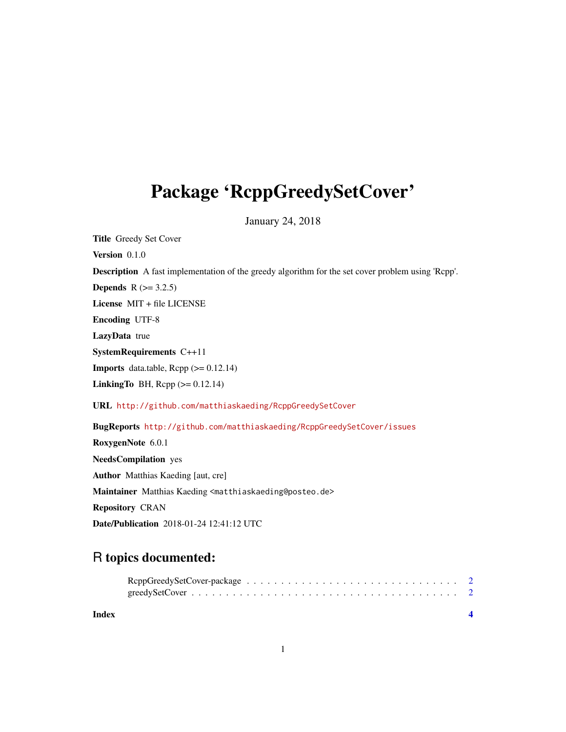# Package 'RcppGreedySetCover'

January 24, 2018

**Title** Greedy Set Cover

**Version** 0.1.0

**Description** A fast implementation of the greedy algorithm for the set cover problem using 'Rcpp'.

**Depends** R (>= 3.2.5)

**License** MIT + file LICENSE

**Encoding** UTF-8

**LazyData** true

**SystemRequirements** C++11

**Imports** data.table, Rcpp (>= 0.12.14)

**LinkingTo** BH, Rcpp (>= 0.12.14)

**URL** http://github.com/matthiaskaeding/RcppGreedySetCover

**BugReports** http://github.com/matthiaskaeding/RcppGreedySetCover/issues

**RoxygenNote** 6.0.1

**NeedsCompilation** yes

**Author** Matthias Kaeding [aut, cre]

**Maintainer** Matthias Kaeding <matthiaskaeding@posteo.de>

**Repository** CRAN

**Date/Publication** 2018-01-24 12:41:12 UTC

## R topics documented:

RcppGreedySetCover-package . . . . . . . . . . . . . . . . . . . . . . . . . . . . . . 2
greedySetCover . . . . . . . . . . . . . . . . . . . . . . . . . . . . . . . . . . . . . 2

**Index** **4**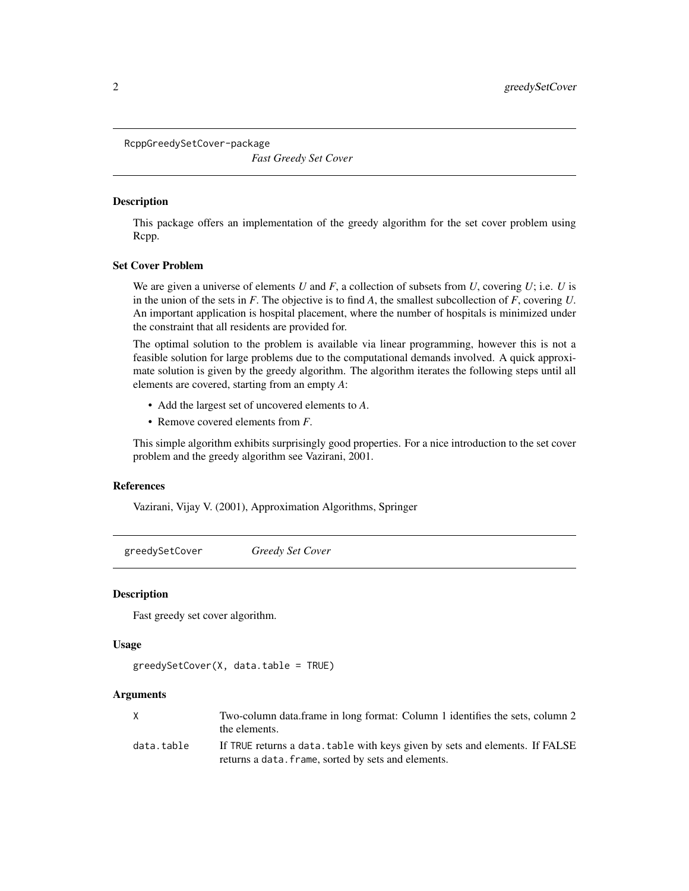`RcppGreedySetCover-package` *Fast Greedy Set Cover*

### Description

This package offers an implementation of the greedy algorithm for the set cover problem using Rcpp.

### Set Cover Problem

We are given a universe of elements *U* and *F*, a collection of subsets from *U*, covering *U*; i.e. *U* is in the union of the sets in *F*. The objective is to find *A*, the smallest subcollection of *F*, covering *U*. An important application is hospital placement, where the number of hospitals is minimized under the constraint that all residents are provided for.

The optimal solution to the problem is available via linear programming, however this is not a feasible solution for large problems due to the computational demands involved. A quick approximate solution is given by the greedy algorithm. The algorithm iterates the following steps until all elements are covered, starting from an empty *A*:

- Add the largest set of uncovered elements to *A*.
- Remove covered elements from *F*.

This simple algorithm exhibits surprisingly good properties. For a nice introduction to the set cover problem and the greedy algorithm see Vazirani, 2001.

### References

Vazirani, Vijay V. (2001), Approximation Algorithms, Springer

---

`greedySetCover` *Greedy Set Cover*

### Description

Fast greedy set cover algorithm.

### Usage

```
greedySetCover(X, data.table = TRUE)
```

### Arguments

| | |
|---|---|
| `X` | Two-column data.frame in long format: Column 1 identifies the sets, column 2 the elements. |
| `data.table` | If `TRUE` returns a `data.table` with keys given by sets and elements. If FALSE returns a `data.frame`, sorted by sets and elements. |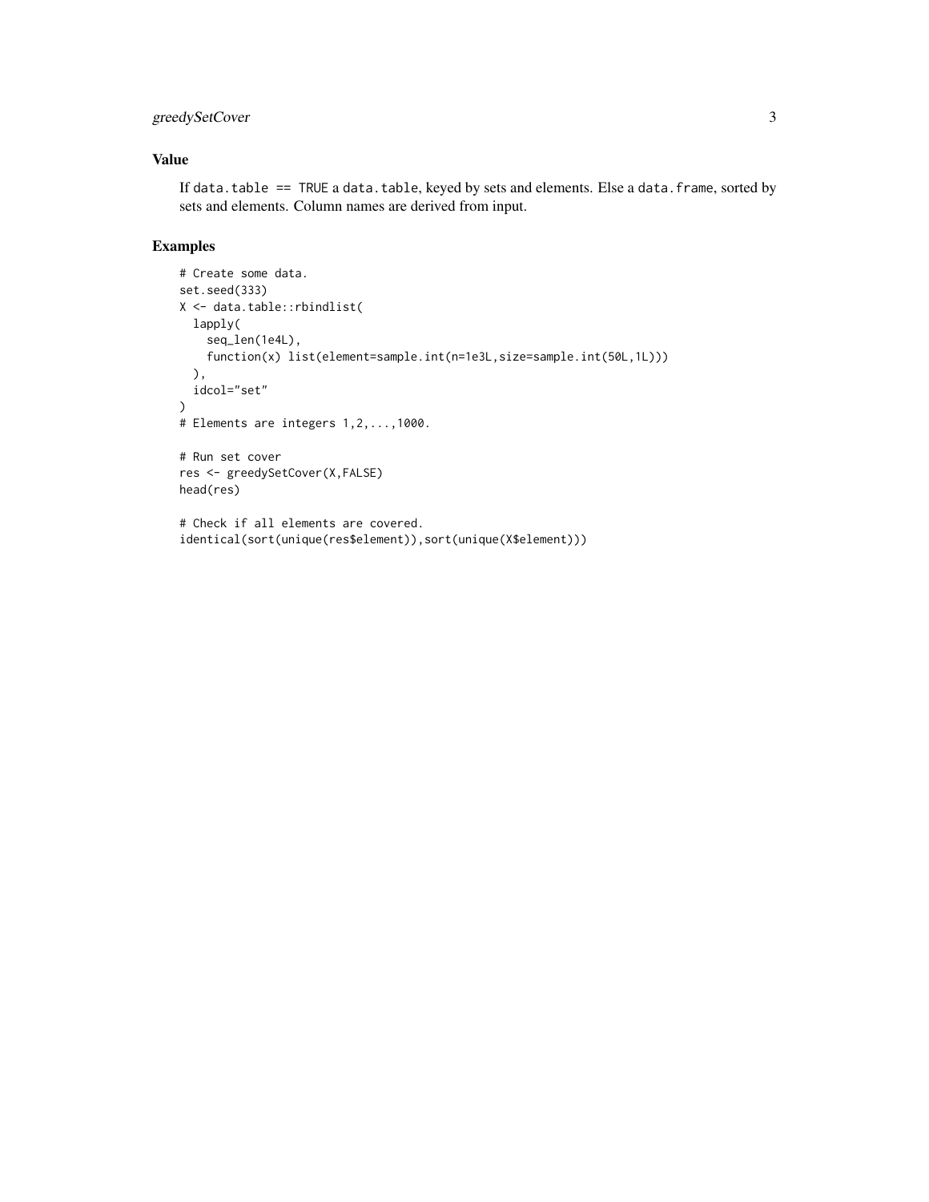## Value

If `data.table == TRUE` a `data.table`, keyed by sets and elements. Else a `data.frame`, sorted by sets and elements. Column names are derived from input.

## Examples

```
# Create some data.
set.seed(333)
X <- data.table::rbindlist(
  lapply(
    seq_len(1e4L),
    function(x) list(element=sample.int(n=1e3L,size=sample.int(50L,1L)))
  ),
  idcol="set"
)
# Elements are integers 1,2,...,1000.

# Run set cover
res <- greedySetCover(X,FALSE)
head(res)

# Check if all elements are covered.
identical(sort(unique(res$element)),sort(unique(X$element)))
```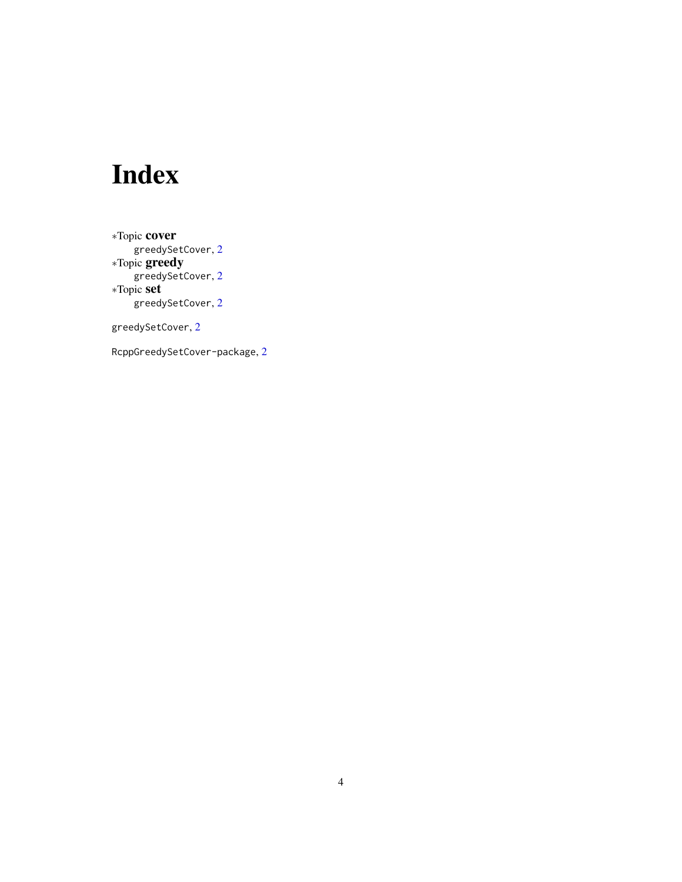# Index

∗Topic **cover**
    `greedySetCover`, 2
∗Topic **greedy**
    `greedySetCover`, 2
∗Topic **set**
    `greedySetCover`, 2

`greedySetCover`, 2

`RcppGreedySetCover-package`, 2